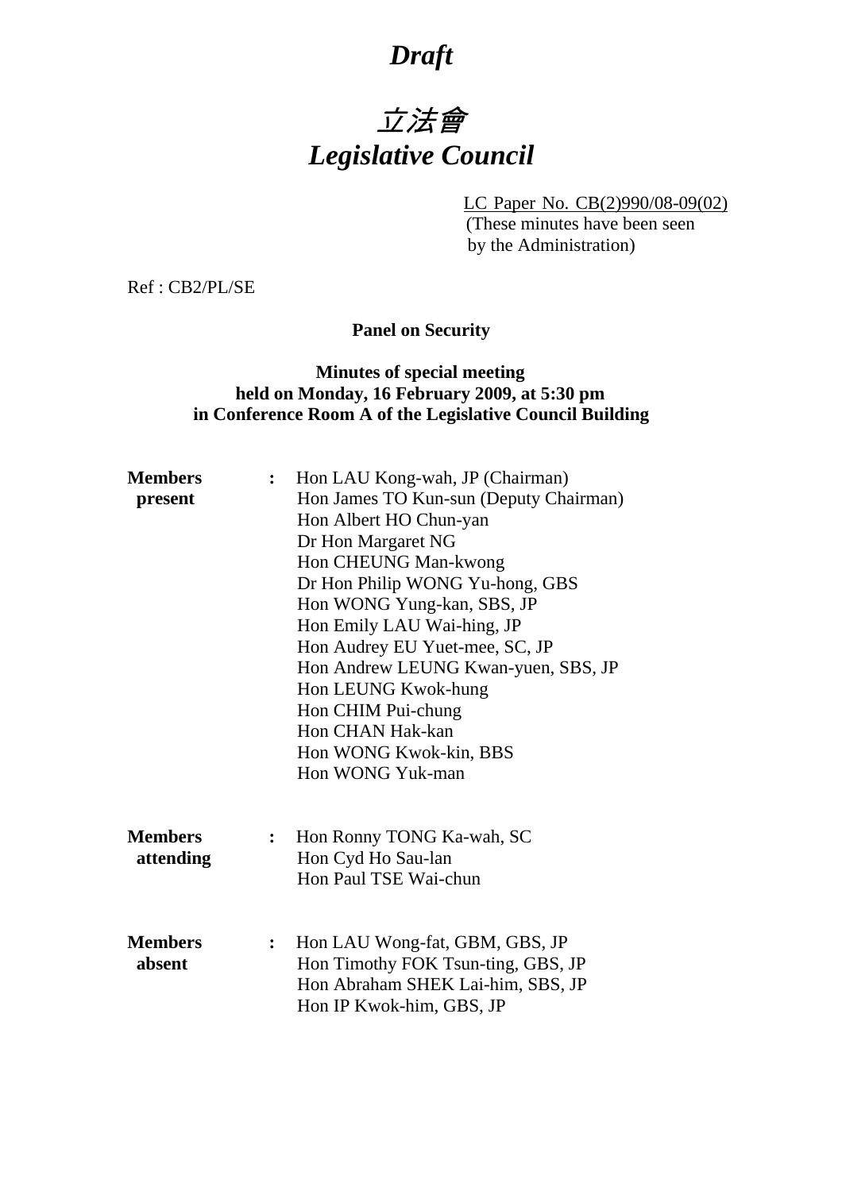# *Draft*

# *立法會*
# *Legislative Council*

LC Paper No. CB(2)990/08-09(02)
(These minutes have been seen by the Administration)

Ref : CB2/PL/SE

**Panel on Security**

**Minutes of special meeting held on Monday, 16 February 2009, at 5:30 pm in Conference Room A of the Legislative Council Building**

**Members present** :
Hon LAU Kong-wah, JP (Chairman)
Hon James TO Kun-sun (Deputy Chairman)
Hon Albert HO Chun-yan
Dr Hon Margaret NG
Hon CHEUNG Man-kwong
Dr Hon Philip WONG Yu-hong, GBS
Hon WONG Yung-kan, SBS, JP
Hon Emily LAU Wai-hing, JP
Hon Audrey EU Yuet-mee, SC, JP
Hon Andrew LEUNG Kwan-yuen, SBS, JP
Hon LEUNG Kwok-hung
Hon CHIM Pui-chung
Hon CHAN Hak-kan
Hon WONG Kwok-kin, BBS
Hon WONG Yuk-man

**Members attending** :
Hon Ronny TONG Ka-wah, SC
Hon Cyd Ho Sau-lan
Hon Paul TSE Wai-chun

**Members absent** :
Hon LAU Wong-fat, GBM, GBS, JP
Hon Timothy FOK Tsun-ting, GBS, JP
Hon Abraham SHEK Lai-him, SBS, JP
Hon IP Kwok-him, GBS, JP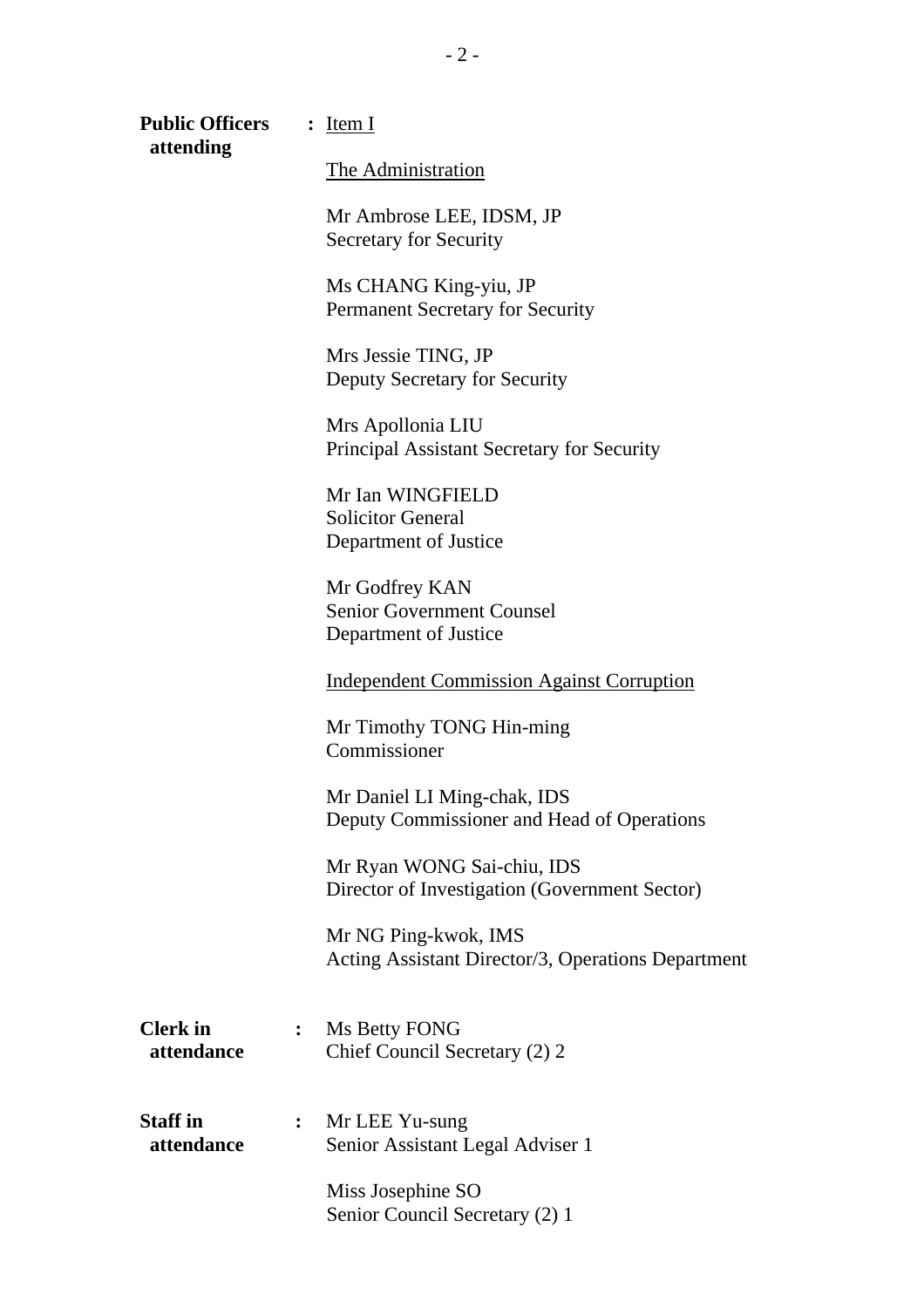**Public Officers attending** : Item I

The Administration

Mr Ambrose LEE, IDSM, JP
Secretary for Security

Ms CHANG King-yiu, JP
Permanent Secretary for Security

Mrs Jessie TING, JP
Deputy Secretary for Security

Mrs Apollonia LIU
Principal Assistant Secretary for Security

Mr Ian WINGFIELD
Solicitor General
Department of Justice

Mr Godfrey KAN
Senior Government Counsel
Department of Justice

Independent Commission Against Corruption

Mr Timothy TONG Hin-ming
Commissioner

Mr Daniel LI Ming-chak, IDS
Deputy Commissioner and Head of Operations

Mr Ryan WONG Sai-chiu, IDS
Director of Investigation (Government Sector)

Mr NG Ping-kwok, IMS
Acting Assistant Director/3, Operations Department

**Clerk in attendance** : Ms Betty FONG
Chief Council Secretary (2) 2

**Staff in attendance** : Mr LEE Yu-sung
Senior Assistant Legal Adviser 1

Miss Josephine SO
Senior Council Secretary (2) 1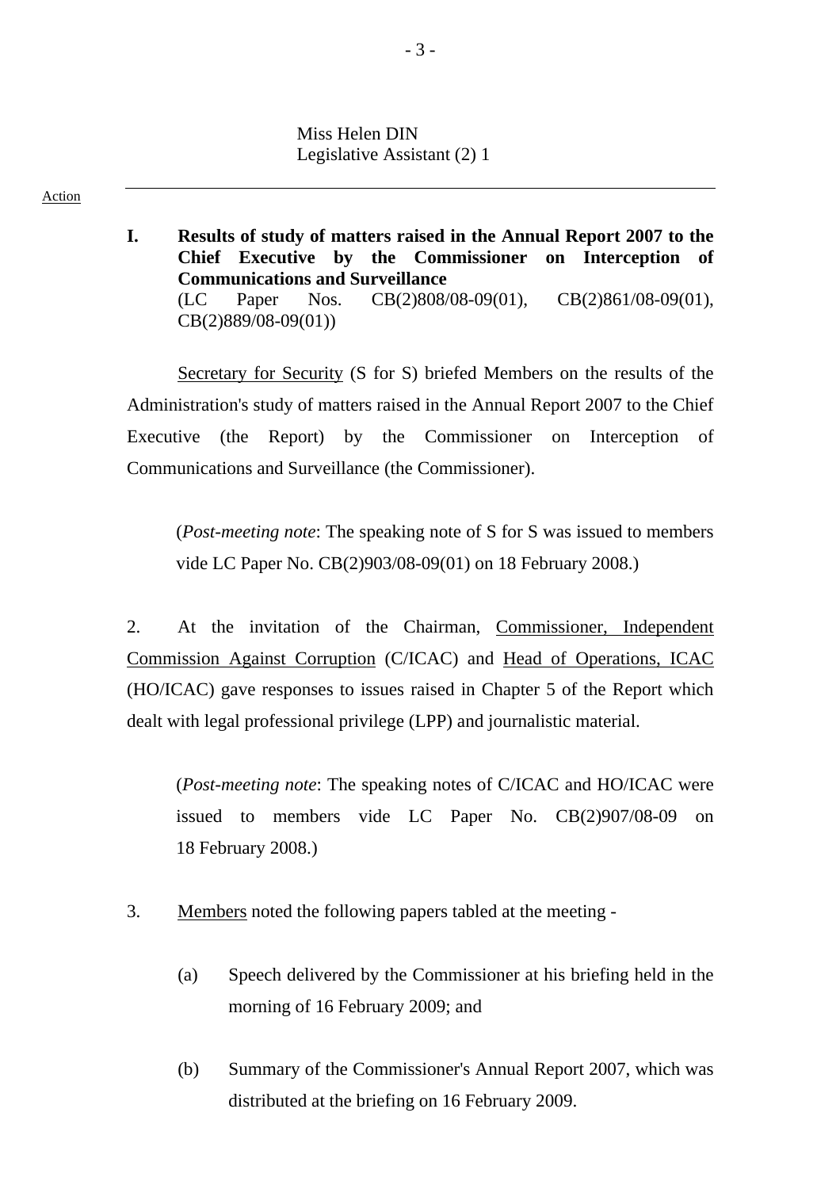Miss Helen DIN
Legislative Assistant (2) 1

Action

---

**I. Results of study of matters raised in the Annual Report 2007 to the Chief Executive by the Commissioner on Interception of Communications and Surveillance**
(LC Paper Nos. CB(2)808/08-09(01), CB(2)861/08-09(01), CB(2)889/08-09(01))

Secretary for Security (S for S) briefed Members on the results of the Administration's study of matters raised in the Annual Report 2007 to the Chief Executive (the Report) by the Commissioner on Interception of Communications and Surveillance (the Commissioner).

(*Post-meeting note*: The speaking note of S for S was issued to members vide LC Paper No. CB(2)903/08-09(01) on 18 February 2008.)

2. At the invitation of the Chairman, Commissioner, Independent Commission Against Corruption (C/ICAC) and Head of Operations, ICAC (HO/ICAC) gave responses to issues raised in Chapter 5 of the Report which dealt with legal professional privilege (LPP) and journalistic material.

(*Post-meeting note*: The speaking notes of C/ICAC and HO/ICAC were issued to members vide LC Paper No. CB(2)907/08-09 on 18 February 2008.)

3. Members noted the following papers tabled at the meeting -

(a) Speech delivered by the Commissioner at his briefing held in the morning of 16 February 2009; and

(b) Summary of the Commissioner's Annual Report 2007, which was distributed at the briefing on 16 February 2009.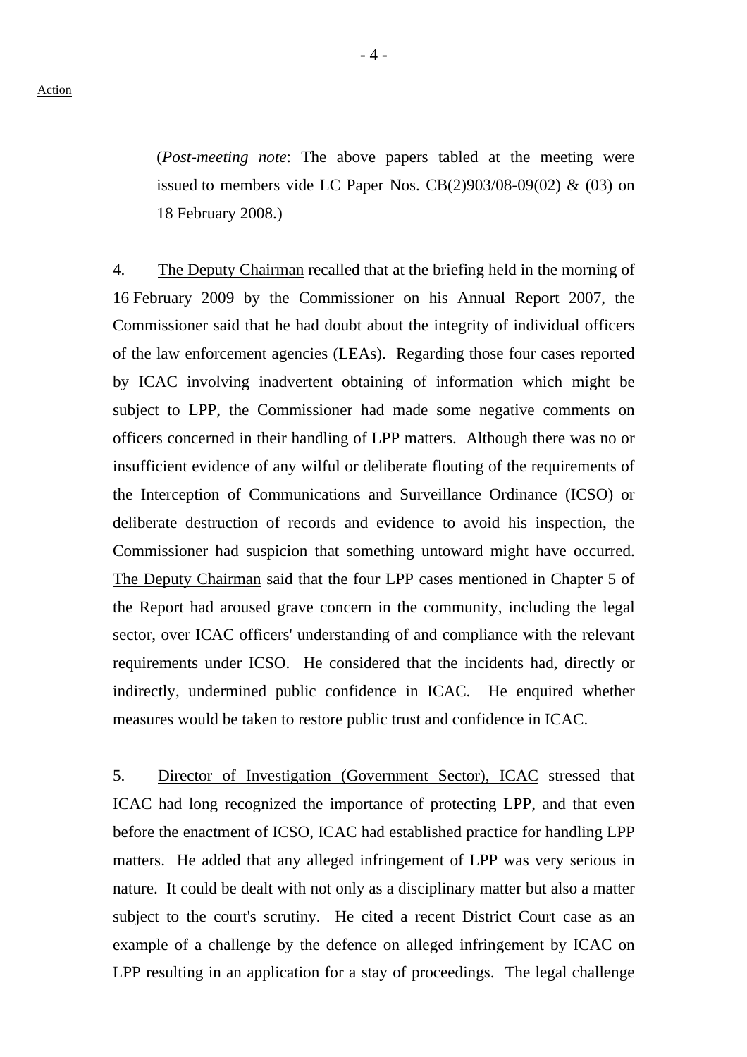Action

(*Post-meeting note*: The above papers tabled at the meeting were issued to members vide LC Paper Nos. CB(2)903/08-09(02) & (03) on 18 February 2008.)

4. The Deputy Chairman recalled that at the briefing held in the morning of 16 February 2009 by the Commissioner on his Annual Report 2007, the Commissioner said that he had doubt about the integrity of individual officers of the law enforcement agencies (LEAs). Regarding those four cases reported by ICAC involving inadvertent obtaining of information which might be subject to LPP, the Commissioner had made some negative comments on officers concerned in their handling of LPP matters. Although there was no or insufficient evidence of any wilful or deliberate flouting of the requirements of the Interception of Communications and Surveillance Ordinance (ICSO) or deliberate destruction of records and evidence to avoid his inspection, the Commissioner had suspicion that something untoward might have occurred. The Deputy Chairman said that the four LPP cases mentioned in Chapter 5 of the Report had aroused grave concern in the community, including the legal sector, over ICAC officers' understanding of and compliance with the relevant requirements under ICSO. He considered that the incidents had, directly or indirectly, undermined public confidence in ICAC. He enquired whether measures would be taken to restore public trust and confidence in ICAC.

5. Director of Investigation (Government Sector), ICAC stressed that ICAC had long recognized the importance of protecting LPP, and that even before the enactment of ICSO, ICAC had established practice for handling LPP matters. He added that any alleged infringement of LPP was very serious in nature. It could be dealt with not only as a disciplinary matter but also a matter subject to the court's scrutiny. He cited a recent District Court case as an example of a challenge by the defence on alleged infringement by ICAC on LPP resulting in an application for a stay of proceedings. The legal challenge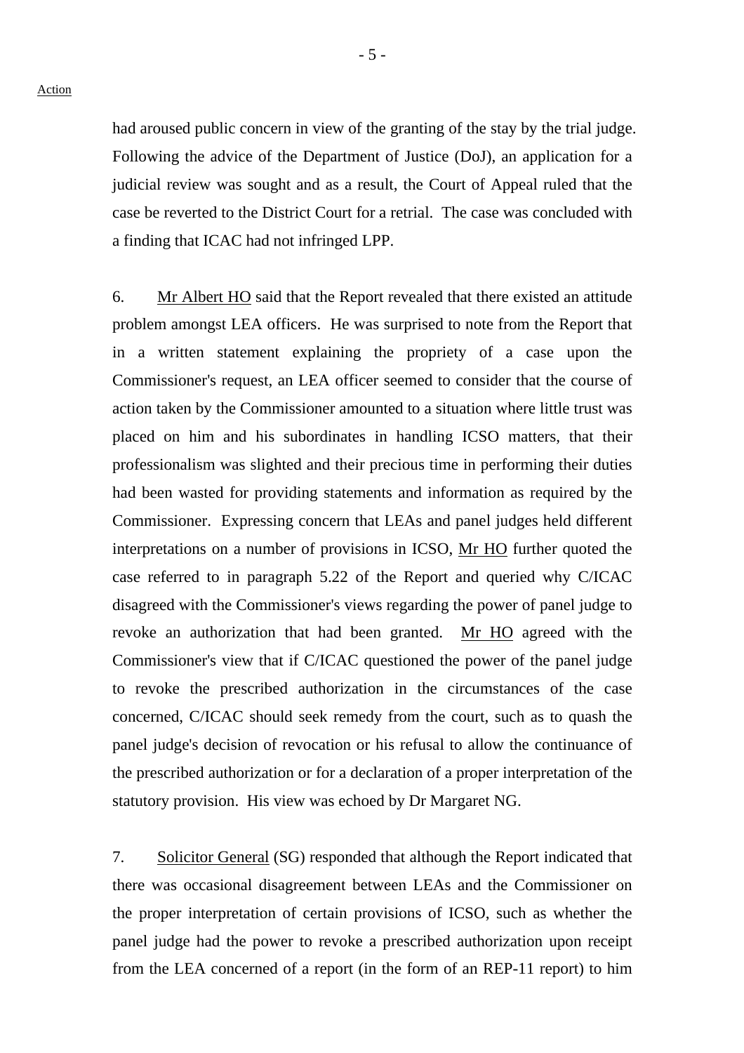had aroused public concern in view of the granting of the stay by the trial judge. Following the advice of the Department of Justice (DoJ), an application for a judicial review was sought and as a result, the Court of Appeal ruled that the case be reverted to the District Court for a retrial. The case was concluded with a finding that ICAC had not infringed LPP.

6. Mr Albert HO said that the Report revealed that there existed an attitude problem amongst LEA officers. He was surprised to note from the Report that in a written statement explaining the propriety of a case upon the Commissioner's request, an LEA officer seemed to consider that the course of action taken by the Commissioner amounted to a situation where little trust was placed on him and his subordinates in handling ICSO matters, that their professionalism was slighted and their precious time in performing their duties had been wasted for providing statements and information as required by the Commissioner. Expressing concern that LEAs and panel judges held different interpretations on a number of provisions in ICSO, Mr HO further quoted the case referred to in paragraph 5.22 of the Report and queried why C/ICAC disagreed with the Commissioner's views regarding the power of panel judge to revoke an authorization that had been granted. Mr HO agreed with the Commissioner's view that if C/ICAC questioned the power of the panel judge to revoke the prescribed authorization in the circumstances of the case concerned, C/ICAC should seek remedy from the court, such as to quash the panel judge's decision of revocation or his refusal to allow the continuance of the prescribed authorization or for a declaration of a proper interpretation of the statutory provision. His view was echoed by Dr Margaret NG.

7. Solicitor General (SG) responded that although the Report indicated that there was occasional disagreement between LEAs and the Commissioner on the proper interpretation of certain provisions of ICSO, such as whether the panel judge had the power to revoke a prescribed authorization upon receipt from the LEA concerned of a report (in the form of an REP-11 report) to him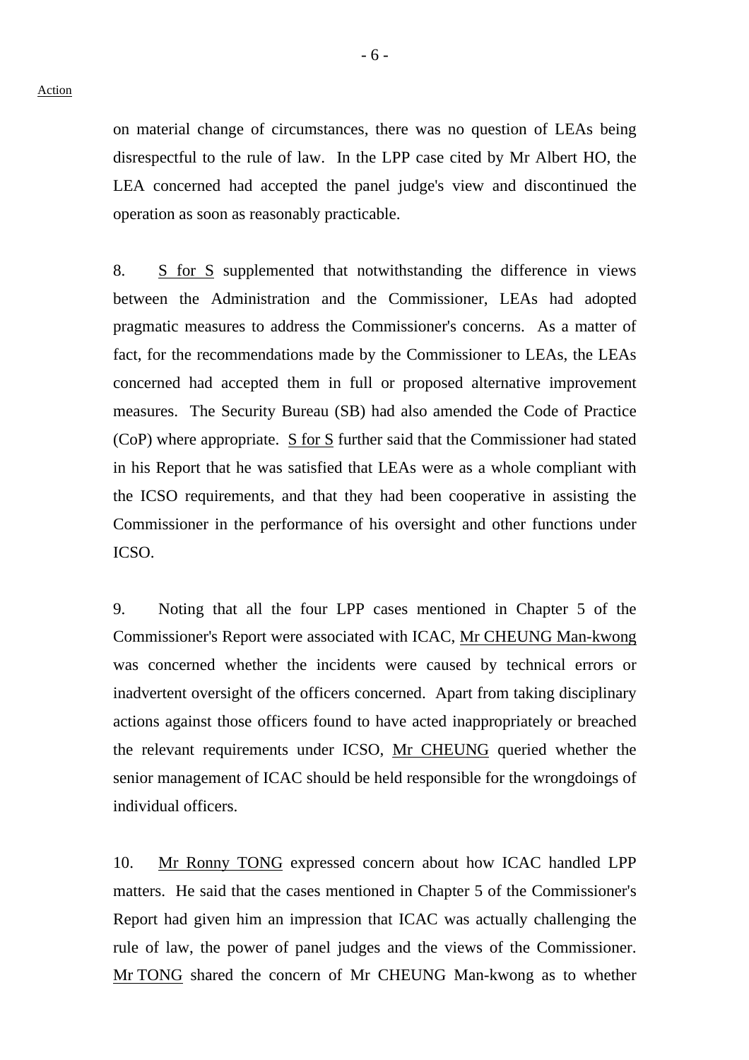on material change of circumstances, there was no question of LEAs being disrespectful to the rule of law. In the LPP case cited by Mr Albert HO, the LEA concerned had accepted the panel judge's view and discontinued the operation as soon as reasonably practicable.

8. S for S supplemented that notwithstanding the difference in views between the Administration and the Commissioner, LEAs had adopted pragmatic measures to address the Commissioner's concerns. As a matter of fact, for the recommendations made by the Commissioner to LEAs, the LEAs concerned had accepted them in full or proposed alternative improvement measures. The Security Bureau (SB) had also amended the Code of Practice (CoP) where appropriate. S for S further said that the Commissioner had stated in his Report that he was satisfied that LEAs were as a whole compliant with the ICSO requirements, and that they had been cooperative in assisting the Commissioner in the performance of his oversight and other functions under ICSO.

9. Noting that all the four LPP cases mentioned in Chapter 5 of the Commissioner's Report were associated with ICAC, Mr CHEUNG Man-kwong was concerned whether the incidents were caused by technical errors or inadvertent oversight of the officers concerned. Apart from taking disciplinary actions against those officers found to have acted inappropriately or breached the relevant requirements under ICSO, Mr CHEUNG queried whether the senior management of ICAC should be held responsible for the wrongdoings of individual officers.

10. Mr Ronny TONG expressed concern about how ICAC handled LPP matters. He said that the cases mentioned in Chapter 5 of the Commissioner's Report had given him an impression that ICAC was actually challenging the rule of law, the power of panel judges and the views of the Commissioner. Mr TONG shared the concern of Mr CHEUNG Man-kwong as to whether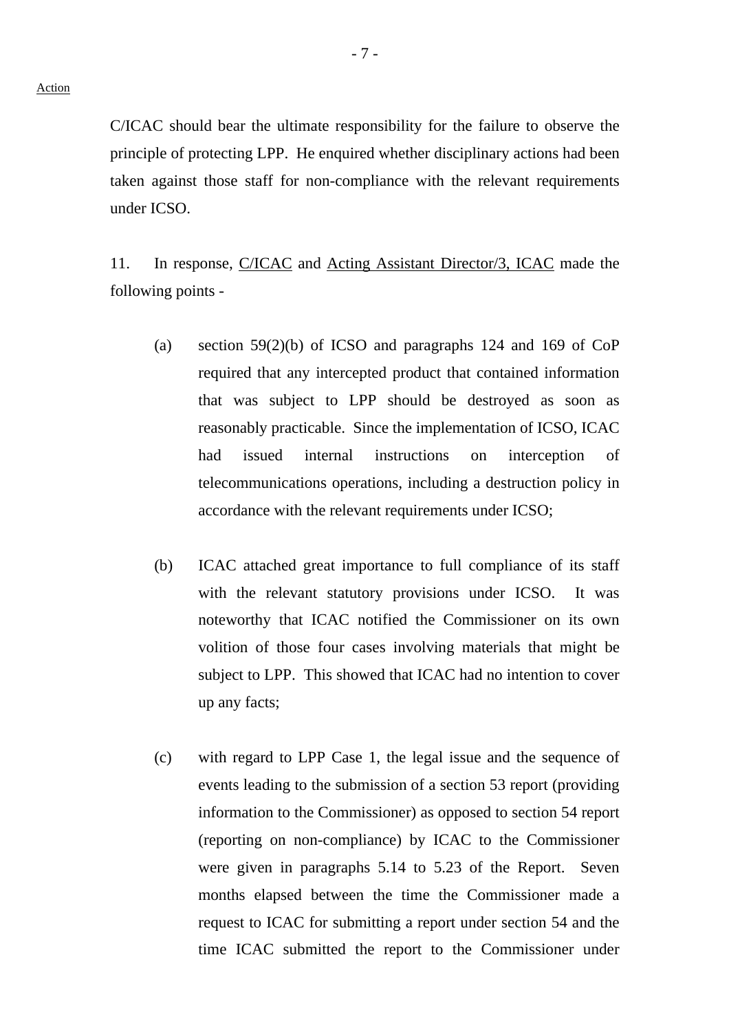Action

C/ICAC should bear the ultimate responsibility for the failure to observe the principle of protecting LPP. He enquired whether disciplinary actions had been taken against those staff for non-compliance with the relevant requirements under ICSO.

11. In response, C/ICAC and Acting Assistant Director/3, ICAC made the following points -

(a) section 59(2)(b) of ICSO and paragraphs 124 and 169 of CoP required that any intercepted product that contained information that was subject to LPP should be destroyed as soon as reasonably practicable. Since the implementation of ICSO, ICAC had issued internal instructions on interception of telecommunications operations, including a destruction policy in accordance with the relevant requirements under ICSO;

(b) ICAC attached great importance to full compliance of its staff with the relevant statutory provisions under ICSO. It was noteworthy that ICAC notified the Commissioner on its own volition of those four cases involving materials that might be subject to LPP. This showed that ICAC had no intention to cover up any facts;

(c) with regard to LPP Case 1, the legal issue and the sequence of events leading to the submission of a section 53 report (providing information to the Commissioner) as opposed to section 54 report (reporting on non-compliance) by ICAC to the Commissioner were given in paragraphs 5.14 to 5.23 of the Report. Seven months elapsed between the time the Commissioner made a request to ICAC for submitting a report under section 54 and the time ICAC submitted the report to the Commissioner under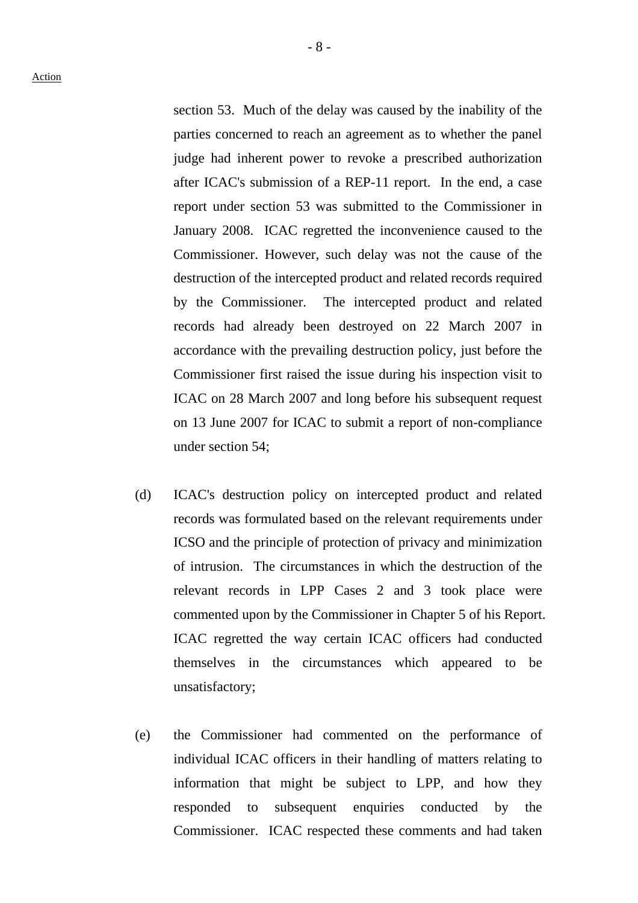Action

section 53. Much of the delay was caused by the inability of the parties concerned to reach an agreement as to whether the panel judge had inherent power to revoke a prescribed authorization after ICAC's submission of a REP-11 report. In the end, a case report under section 53 was submitted to the Commissioner in January 2008. ICAC regretted the inconvenience caused to the Commissioner. However, such delay was not the cause of the destruction of the intercepted product and related records required by the Commissioner. The intercepted product and related records had already been destroyed on 22 March 2007 in accordance with the prevailing destruction policy, just before the Commissioner first raised the issue during his inspection visit to ICAC on 28 March 2007 and long before his subsequent request on 13 June 2007 for ICAC to submit a report of non-compliance under section 54;

(d) ICAC's destruction policy on intercepted product and related records was formulated based on the relevant requirements under ICSO and the principle of protection of privacy and minimization of intrusion. The circumstances in which the destruction of the relevant records in LPP Cases 2 and 3 took place were commented upon by the Commissioner in Chapter 5 of his Report. ICAC regretted the way certain ICAC officers had conducted themselves in the circumstances which appeared to be unsatisfactory;

(e) the Commissioner had commented on the performance of individual ICAC officers in their handling of matters relating to information that might be subject to LPP, and how they responded to subsequent enquiries conducted by the Commissioner. ICAC respected these comments and had taken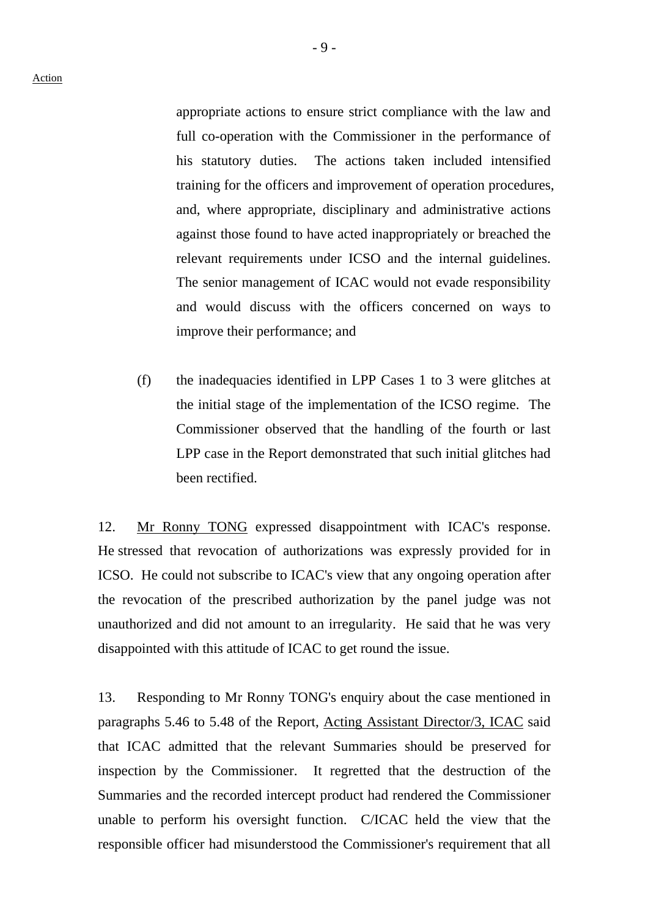appropriate actions to ensure strict compliance with the law and full co-operation with the Commissioner in the performance of his statutory duties. The actions taken included intensified training for the officers and improvement of operation procedures, and, where appropriate, disciplinary and administrative actions against those found to have acted inappropriately or breached the relevant requirements under ICSO and the internal guidelines. The senior management of ICAC would not evade responsibility and would discuss with the officers concerned on ways to improve their performance; and

(f) the inadequacies identified in LPP Cases 1 to 3 were glitches at the initial stage of the implementation of the ICSO regime. The Commissioner observed that the handling of the fourth or last LPP case in the Report demonstrated that such initial glitches had been rectified.

12. Mr Ronny TONG expressed disappointment with ICAC's response. He stressed that revocation of authorizations was expressly provided for in ICSO. He could not subscribe to ICAC's view that any ongoing operation after the revocation of the prescribed authorization by the panel judge was not unauthorized and did not amount to an irregularity. He said that he was very disappointed with this attitude of ICAC to get round the issue.

13. Responding to Mr Ronny TONG's enquiry about the case mentioned in paragraphs 5.46 to 5.48 of the Report, Acting Assistant Director/3, ICAC said that ICAC admitted that the relevant Summaries should be preserved for inspection by the Commissioner. It regretted that the destruction of the Summaries and the recorded intercept product had rendered the Commissioner unable to perform his oversight function. C/ICAC held the view that the responsible officer had misunderstood the Commissioner's requirement that all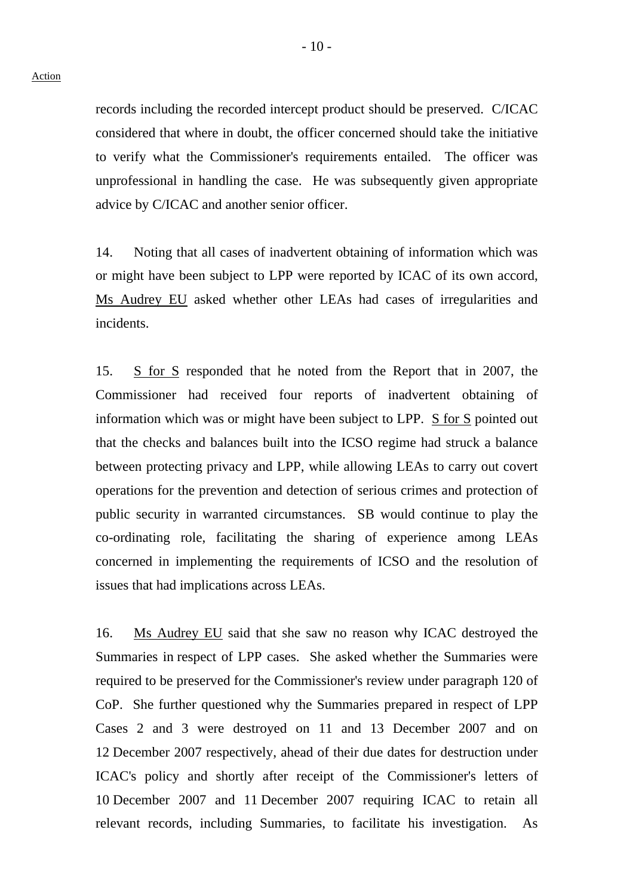Action

records including the recorded intercept product should be preserved. C/ICAC considered that where in doubt, the officer concerned should take the initiative to verify what the Commissioner's requirements entailed. The officer was unprofessional in handling the case. He was subsequently given appropriate advice by C/ICAC and another senior officer.

14. Noting that all cases of inadvertent obtaining of information which was or might have been subject to LPP were reported by ICAC of its own accord, Ms Audrey EU asked whether other LEAs had cases of irregularities and incidents.

15. S for S responded that he noted from the Report that in 2007, the Commissioner had received four reports of inadvertent obtaining of information which was or might have been subject to LPP. S for S pointed out that the checks and balances built into the ICSO regime had struck a balance between protecting privacy and LPP, while allowing LEAs to carry out covert operations for the prevention and detection of serious crimes and protection of public security in warranted circumstances. SB would continue to play the co-ordinating role, facilitating the sharing of experience among LEAs concerned in implementing the requirements of ICSO and the resolution of issues that had implications across LEAs.

16. Ms Audrey EU said that she saw no reason why ICAC destroyed the Summaries in respect of LPP cases. She asked whether the Summaries were required to be preserved for the Commissioner's review under paragraph 120 of CoP. She further questioned why the Summaries prepared in respect of LPP Cases 2 and 3 were destroyed on 11 and 13 December 2007 and on 12 December 2007 respectively, ahead of their due dates for destruction under ICAC's policy and shortly after receipt of the Commissioner's letters of 10 December 2007 and 11 December 2007 requiring ICAC to retain all relevant records, including Summaries, to facilitate his investigation. As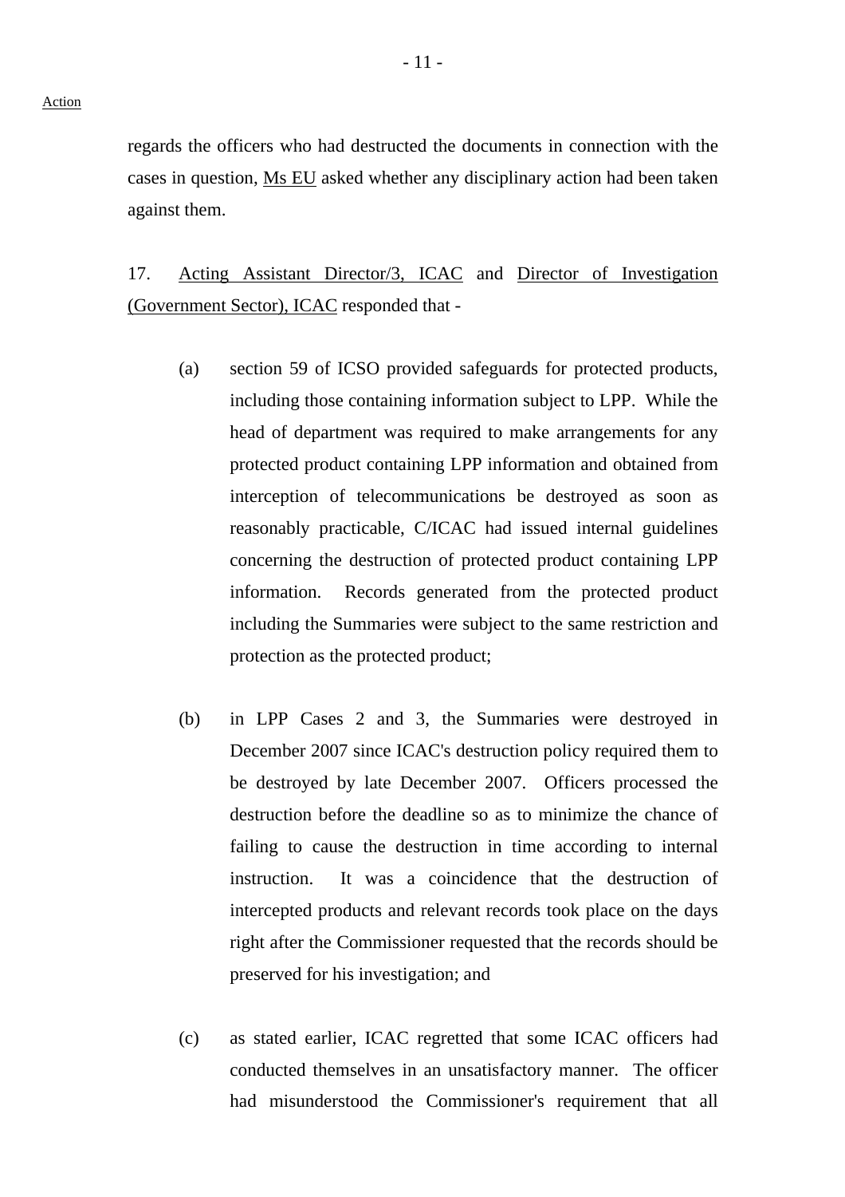Action

regards the officers who had destructed the documents in connection with the cases in question, Ms EU asked whether any disciplinary action had been taken against them.

17. Acting Assistant Director/3, ICAC and Director of Investigation (Government Sector), ICAC responded that -

(a) section 59 of ICSO provided safeguards for protected products, including those containing information subject to LPP. While the head of department was required to make arrangements for any protected product containing LPP information and obtained from interception of telecommunications be destroyed as soon as reasonably practicable, C/ICAC had issued internal guidelines concerning the destruction of protected product containing LPP information. Records generated from the protected product including the Summaries were subject to the same restriction and protection as the protected product;

(b) in LPP Cases 2 and 3, the Summaries were destroyed in December 2007 since ICAC's destruction policy required them to be destroyed by late December 2007. Officers processed the destruction before the deadline so as to minimize the chance of failing to cause the destruction in time according to internal instruction. It was a coincidence that the destruction of intercepted products and relevant records took place on the days right after the Commissioner requested that the records should be preserved for his investigation; and

(c) as stated earlier, ICAC regretted that some ICAC officers had conducted themselves in an unsatisfactory manner. The officer had misunderstood the Commissioner's requirement that all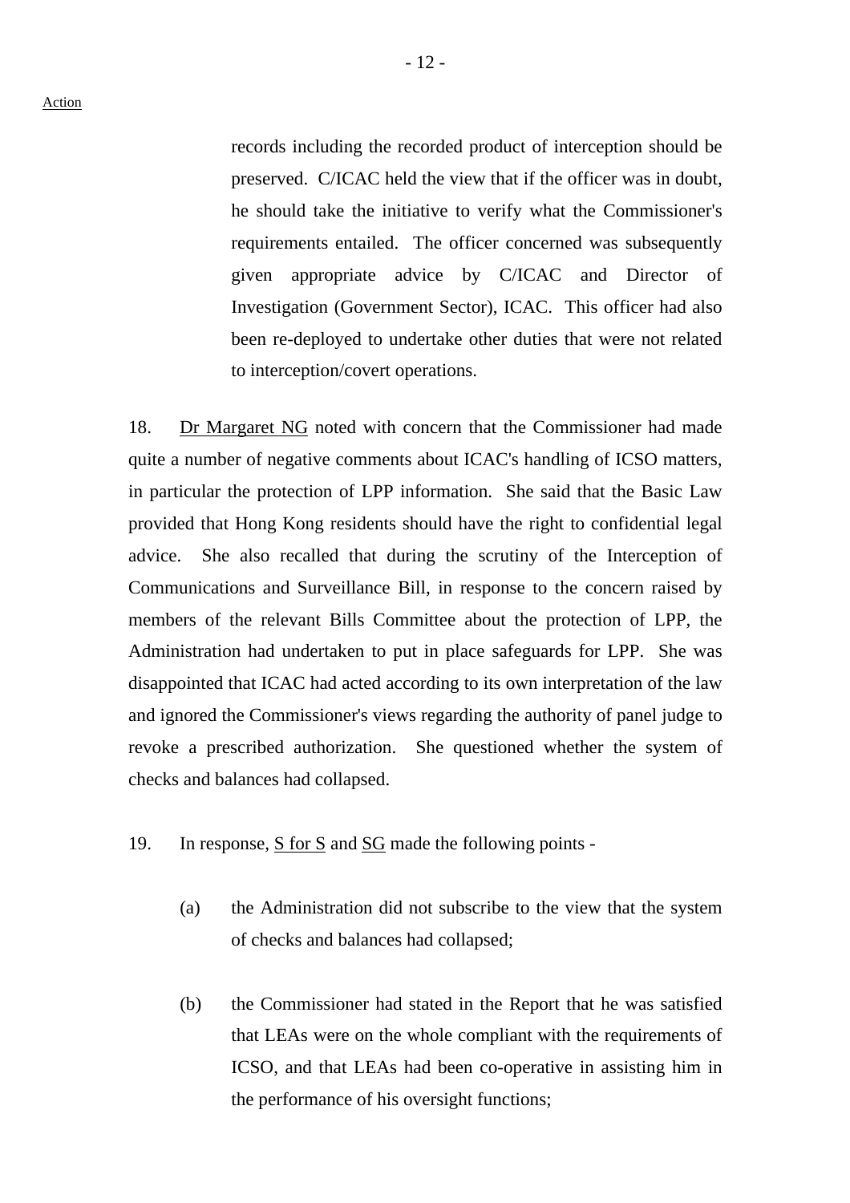records including the recorded product of interception should be preserved. C/ICAC held the view that if the officer was in doubt, he should take the initiative to verify what the Commissioner's requirements entailed. The officer concerned was subsequently given appropriate advice by C/ICAC and Director of Investigation (Government Sector), ICAC. This officer had also been re-deployed to undertake other duties that were not related to interception/covert operations.

18. Dr Margaret NG noted with concern that the Commissioner had made quite a number of negative comments about ICAC's handling of ICSO matters, in particular the protection of LPP information. She said that the Basic Law provided that Hong Kong residents should have the right to confidential legal advice. She also recalled that during the scrutiny of the Interception of Communications and Surveillance Bill, in response to the concern raised by members of the relevant Bills Committee about the protection of LPP, the Administration had undertaken to put in place safeguards for LPP. She was disappointed that ICAC had acted according to its own interpretation of the law and ignored the Commissioner's views regarding the authority of panel judge to revoke a prescribed authorization. She questioned whether the system of checks and balances had collapsed.

19. In response, S for S and SG made the following points -

(a) the Administration did not subscribe to the view that the system of checks and balances had collapsed;

(b) the Commissioner had stated in the Report that he was satisfied that LEAs were on the whole compliant with the requirements of ICSO, and that LEAs had been co-operative in assisting him in the performance of his oversight functions;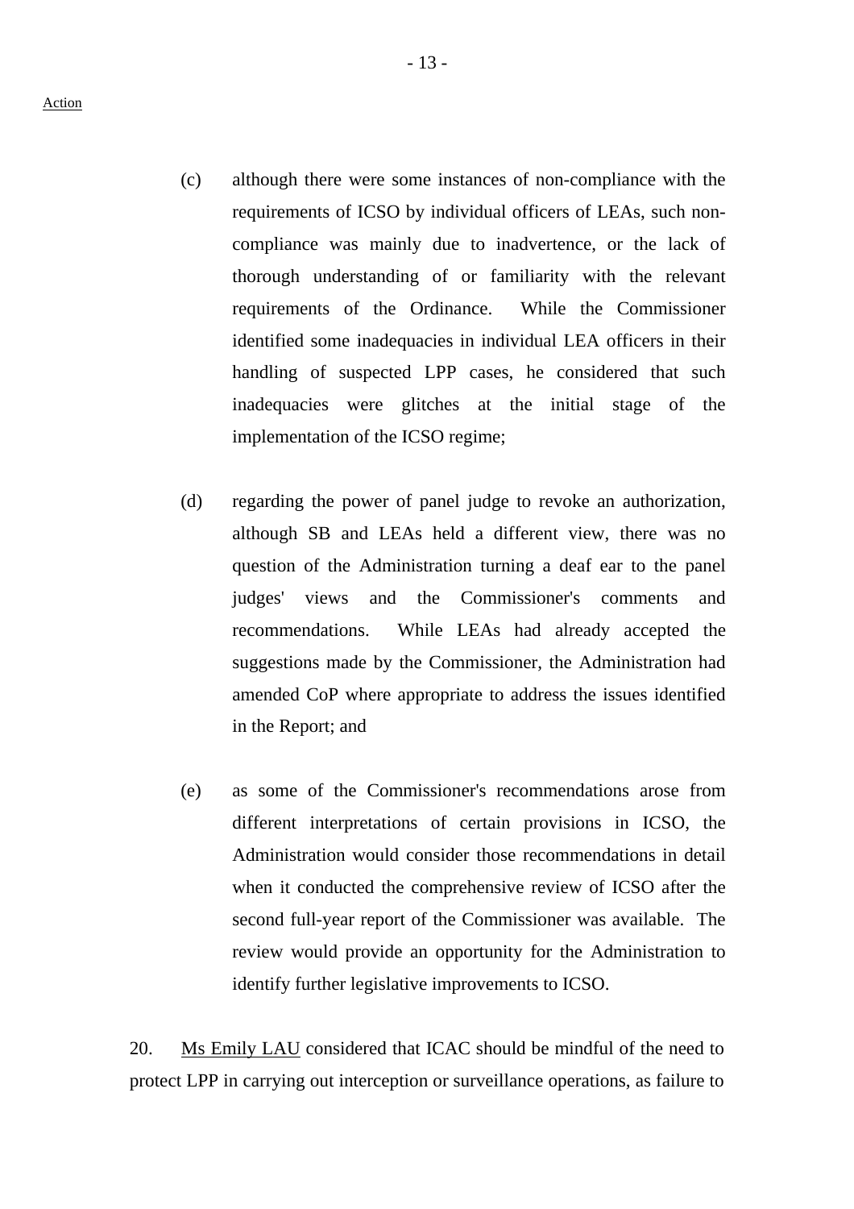Action

(c) although there were some instances of non-compliance with the requirements of ICSO by individual officers of LEAs, such non-compliance was mainly due to inadvertence, or the lack of thorough understanding of or familiarity with the relevant requirements of the Ordinance. While the Commissioner identified some inadequacies in individual LEA officers in their handling of suspected LPP cases, he considered that such inadequacies were glitches at the initial stage of the implementation of the ICSO regime;

(d) regarding the power of panel judge to revoke an authorization, although SB and LEAs held a different view, there was no question of the Administration turning a deaf ear to the panel judges' views and the Commissioner's comments and recommendations. While LEAs had already accepted the suggestions made by the Commissioner, the Administration had amended CoP where appropriate to address the issues identified in the Report; and

(e) as some of the Commissioner's recommendations arose from different interpretations of certain provisions in ICSO, the Administration would consider those recommendations in detail when it conducted the comprehensive review of ICSO after the second full-year report of the Commissioner was available. The review would provide an opportunity for the Administration to identify further legislative improvements to ICSO.

20. <u>Ms Emily LAU</u> considered that ICAC should be mindful of the need to protect LPP in carrying out interception or surveillance operations, as failure to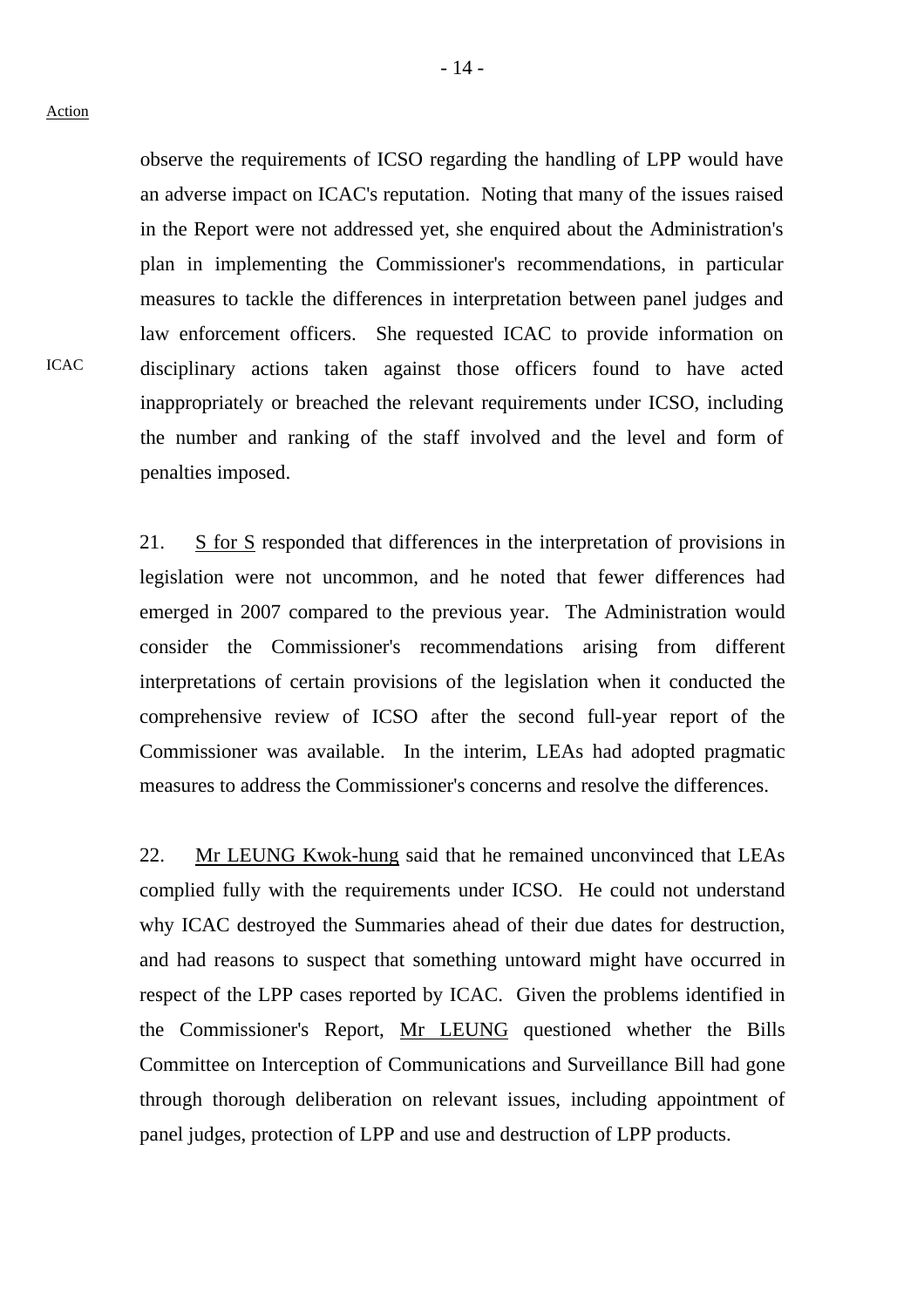Action

observe the requirements of ICSO regarding the handling of LPP would have an adverse impact on ICAC's reputation. Noting that many of the issues raised in the Report were not addressed yet, she enquired about the Administration's plan in implementing the Commissioner's recommendations, in particular measures to tackle the differences in interpretation between panel judges and law enforcement officers. She requested ICAC to provide information on disciplinary actions taken against those officers found to have acted inappropriately or breached the relevant requirements under ICSO, including the number and ranking of the staff involved and the level and form of penalties imposed.

ICAC

21. S for S responded that differences in the interpretation of provisions in legislation were not uncommon, and he noted that fewer differences had emerged in 2007 compared to the previous year. The Administration would consider the Commissioner's recommendations arising from different interpretations of certain provisions of the legislation when it conducted the comprehensive review of ICSO after the second full-year report of the Commissioner was available. In the interim, LEAs had adopted pragmatic measures to address the Commissioner's concerns and resolve the differences.

22. Mr LEUNG Kwok-hung said that he remained unconvinced that LEAs complied fully with the requirements under ICSO. He could not understand why ICAC destroyed the Summaries ahead of their due dates for destruction, and had reasons to suspect that something untoward might have occurred in respect of the LPP cases reported by ICAC. Given the problems identified in the Commissioner's Report, Mr LEUNG questioned whether the Bills Committee on Interception of Communications and Surveillance Bill had gone through thorough deliberation on relevant issues, including appointment of panel judges, protection of LPP and use and destruction of LPP products.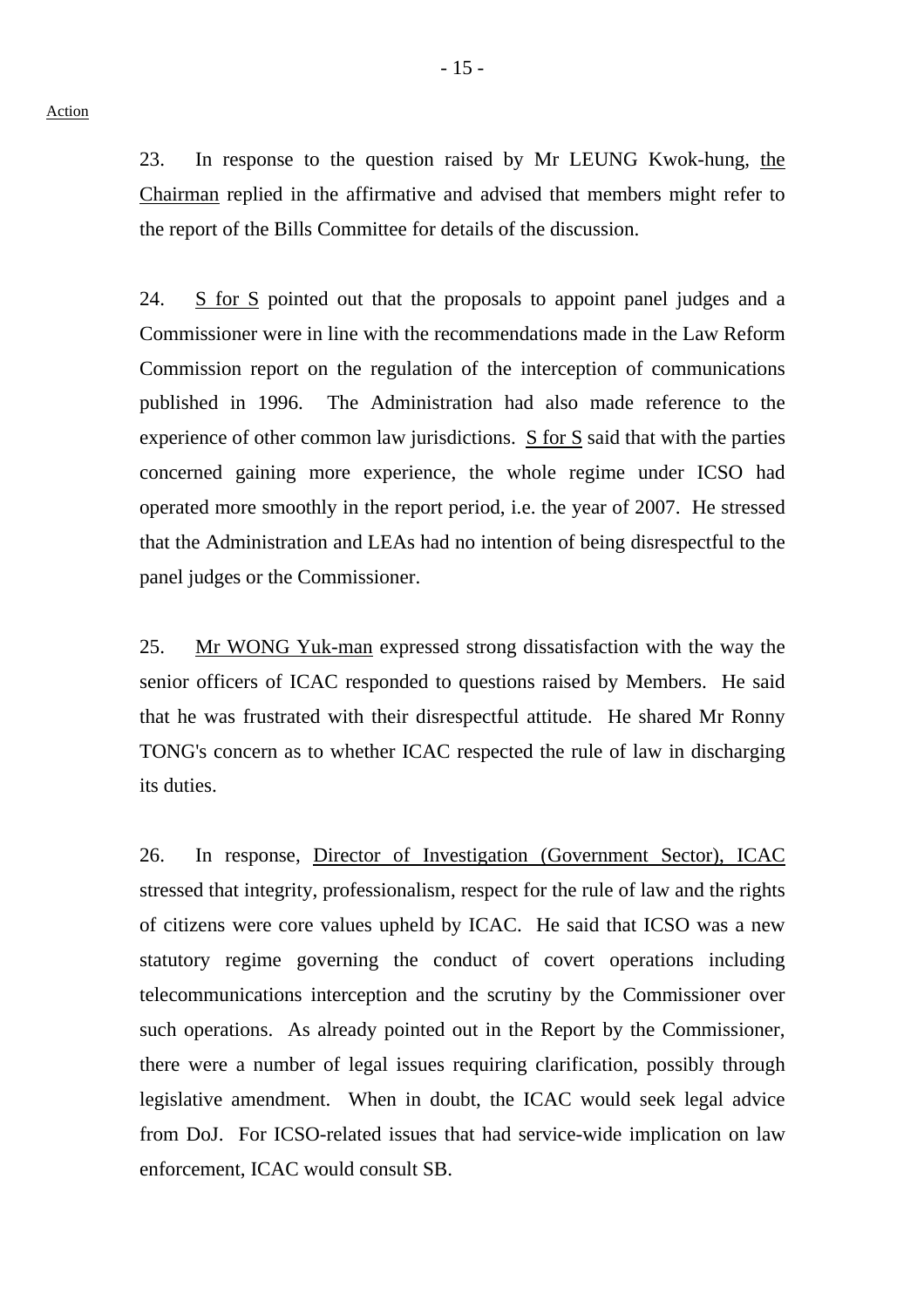Action

23. In response to the question raised by Mr LEUNG Kwok-hung, the Chairman replied in the affirmative and advised that members might refer to the report of the Bills Committee for details of the discussion.

24. S for S pointed out that the proposals to appoint panel judges and a Commissioner were in line with the recommendations made in the Law Reform Commission report on the regulation of the interception of communications published in 1996. The Administration had also made reference to the experience of other common law jurisdictions. S for S said that with the parties concerned gaining more experience, the whole regime under ICSO had operated more smoothly in the report period, i.e. the year of 2007. He stressed that the Administration and LEAs had no intention of being disrespectful to the panel judges or the Commissioner.

25. Mr WONG Yuk-man expressed strong dissatisfaction with the way the senior officers of ICAC responded to questions raised by Members. He said that he was frustrated with their disrespectful attitude. He shared Mr Ronny TONG's concern as to whether ICAC respected the rule of law in discharging its duties.

26. In response, Director of Investigation (Government Sector), ICAC stressed that integrity, professionalism, respect for the rule of law and the rights of citizens were core values upheld by ICAC. He said that ICSO was a new statutory regime governing the conduct of covert operations including telecommunications interception and the scrutiny by the Commissioner over such operations. As already pointed out in the Report by the Commissioner, there were a number of legal issues requiring clarification, possibly through legislative amendment. When in doubt, the ICAC would seek legal advice from DoJ. For ICSO-related issues that had service-wide implication on law enforcement, ICAC would consult SB.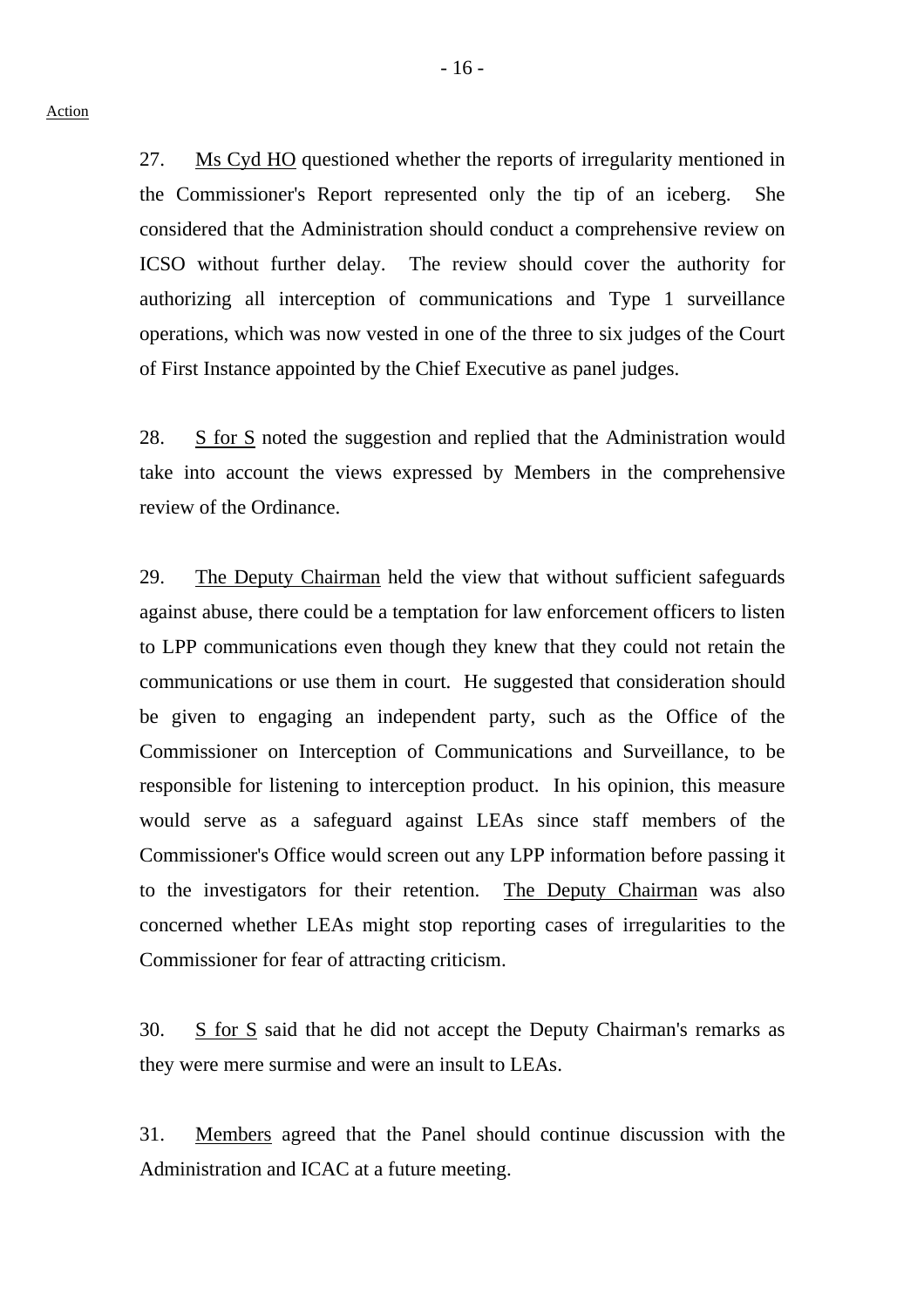Action

27. Ms Cyd HO questioned whether the reports of irregularity mentioned in the Commissioner's Report represented only the tip of an iceberg. She considered that the Administration should conduct a comprehensive review on ICSO without further delay. The review should cover the authority for authorizing all interception of communications and Type 1 surveillance operations, which was now vested in one of the three to six judges of the Court of First Instance appointed by the Chief Executive as panel judges.

28. S for S noted the suggestion and replied that the Administration would take into account the views expressed by Members in the comprehensive review of the Ordinance.

29. The Deputy Chairman held the view that without sufficient safeguards against abuse, there could be a temptation for law enforcement officers to listen to LPP communications even though they knew that they could not retain the communications or use them in court. He suggested that consideration should be given to engaging an independent party, such as the Office of the Commissioner on Interception of Communications and Surveillance, to be responsible for listening to interception product. In his opinion, this measure would serve as a safeguard against LEAs since staff members of the Commissioner's Office would screen out any LPP information before passing it to the investigators for their retention. The Deputy Chairman was also concerned whether LEAs might stop reporting cases of irregularities to the Commissioner for fear of attracting criticism.

30. S for S said that he did not accept the Deputy Chairman's remarks as they were mere surmise and were an insult to LEAs.

31. Members agreed that the Panel should continue discussion with the Administration and ICAC at a future meeting.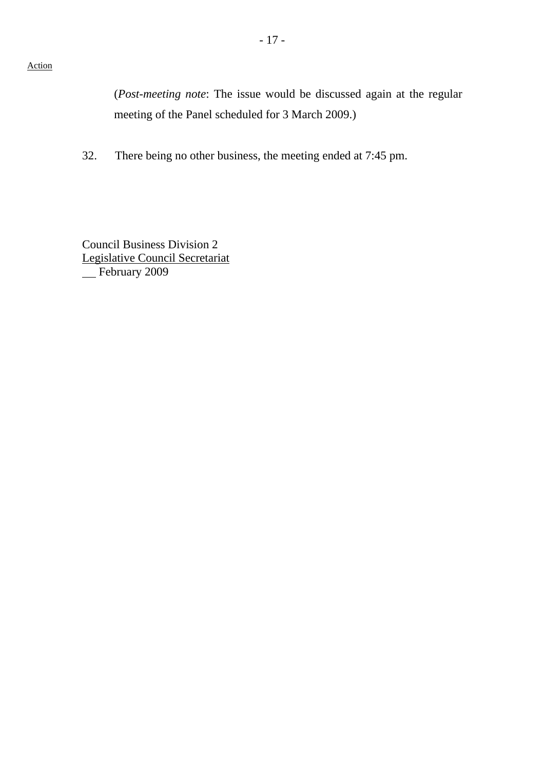Action

(*Post-meeting note*: The issue would be discussed again at the regular meeting of the Panel scheduled for 3 March 2009.)

32. There being no other business, the meeting ended at 7:45 pm.

Council Business Division 2
Legislative Council Secretariat
__ February 2009